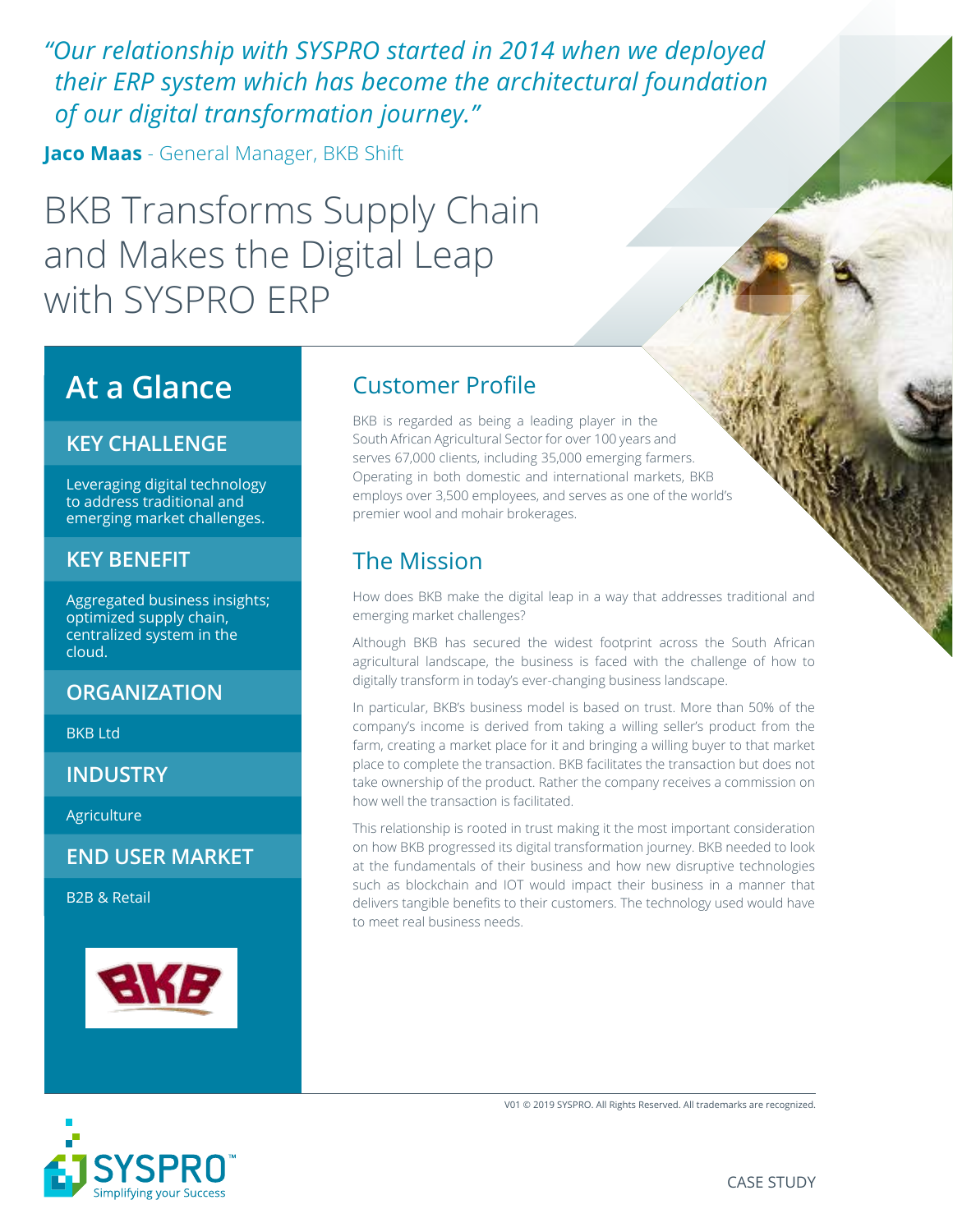*"Our relationship with SYSPRO started in 2014 when we deployed their ERP system which has become the architectural foundation of our digital transformation journey."*

**Jaco Maas** - General Manager, BKB Shift

# BKB Transforms Supply Chain and Makes the Digital Leap with SYSPRO ERP

## At a Glance

### KEY CHALLENGE

Leveraging digital technology to address traditional and emerging market challenges.

### KEY BENEFIT

Aggregated business insights; optimized supply chain, centralized system in the cloud.

### ORGANIZATION

BKB Ltd

### INDUSTRY

Agriculture

### END USER MARKET

B2B & Retail

## Customer Profile

BKB is regarded as being a leading player in the South African Agricultural Sector for over 100 years and serves 67,000 clients, including 35,000 emerging farmers. Operating in both domestic and international markets, BKB employs over 3,500 employees, and serves as one of the world's premier wool and mohair brokerages.

## The Mission

How does BKB make the digital leap in a way that addresses traditional and emerging market challenges?

Although BKB has secured the widest footprint across the South African agricultural landscape, the business is faced with the challenge of how to digitally transform in today's ever-changing business landscape.

In particular, BKB's business model is based on trust. More than 50% of the company's income is derived from taking a willing seller's product from the farm, creating a market place for it and bringing a willing buyer to that market place to complete the transaction. BKB facilitates the transaction but does not take ownership of the product. Rather the company receives a commission on how well the transaction is facilitated.

This relationship is rooted in trust making it the most important consideration on how BKB progressed its digital transformation journey. BKB needed to look at the fundamentals of their business and how new disruptive technologies such as blockchain and IOT would impact their business in a manner that delivers tangible benefits to their customers. The technology used would have to meet real business needs.

V01 © 2019 SYSPRO. All Rights Reserved. All trademarks are recognized.

SYSPRO™ Simplifying your Success

CASE STUDY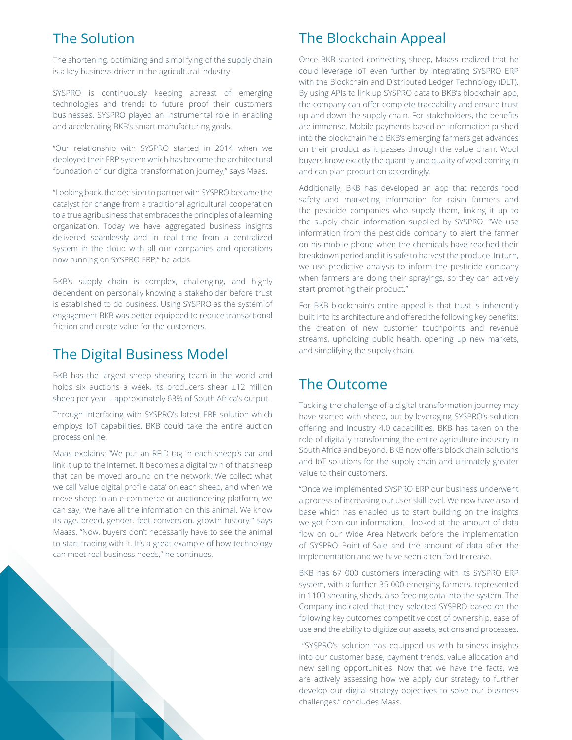## The Solution

The shortening, optimizing and simplifying of the supply chain is a key business driver in the agricultural industry.

SYSPRO is continuously keeping abreast of emerging technologies and trends to future proof their customers businesses. SYSPRO played an instrumental role in enabling and accelerating BKB's smart manufacturing goals.

"Our relationship with SYSPRO started in 2014 when we deployed their ERP system which has become the architectural foundation of our digital transformation journey," says Maas.

"Looking back, the decision to partner with SYSPRO became the catalyst for change from a traditional agricultural cooperation to a true agribusiness that embraces the principles of a learning organization. Today we have aggregated business insights delivered seamlessly and in real time from a centralized system in the cloud with all our companies and operations now running on SYSPRO ERP," he adds.

BKB's supply chain is complex, challenging, and highly dependent on personally knowing a stakeholder before trust is established to do business. Using SYSPRO as the system of engagement BKB was better equipped to reduce transactional friction and create value for the customers.

## The Digital Business Model

BKB has the largest sheep shearing team in the world and holds six auctions a week, its producers shear ±12 million sheep per year – approximately 63% of South Africa's output.

Through interfacing with SYSPRO's latest ERP solution which employs IoT capabilities, BKB could take the entire auction process online.

Maas explains: "We put an RFID tag in each sheep's ear and link it up to the Internet. It becomes a digital twin of that sheep that can be moved around on the network. We collect what we call 'value digital profile data' on each sheep, and when we move sheep to an e-commerce or auctioneering platform, we can say, 'We have all the information on this animal. We know its age, breed, gender, feet conversion, growth history,'" says Maass. "Now, buyers don't necessarily have to see the animal to start trading with it. It's a great example of how technology can meet real business needs," he continues.

## The Blockchain Appeal

Once BKB started connecting sheep, Maass realized that he could leverage IoT even further by integrating SYSPRO ERP with the Blockchain and Distributed Ledger Technology (DLT). By using APIs to link up SYSPRO data to BKB's blockchain app, the company can offer complete traceability and ensure trust up and down the supply chain. For stakeholders, the benefits are immense. Mobile payments based on information pushed into the blockchain help BKB's emerging farmers get advances on their product as it passes through the value chain. Wool buyers know exactly the quantity and quality of wool coming in and can plan production accordingly.

Additionally, BKB has developed an app that records food safety and marketing information for raisin farmers and the pesticide companies who supply them, linking it up to the supply chain information supplied by SYSPRO. "We use information from the pesticide company to alert the farmer on his mobile phone when the chemicals have reached their breakdown period and it is safe to harvest the produce. In turn, we use predictive analysis to inform the pesticide company when farmers are doing their sprayings, so they can actively start promoting their product."

For BKB blockchain's entire appeal is that trust is inherently built into its architecture and offered the following key benefits: the creation of new customer touchpoints and revenue streams, upholding public health, opening up new markets, and simplifying the supply chain.

## The Outcome

Tackling the challenge of a digital transformation journey may have started with sheep, but by leveraging SYSPRO's solution offering and Industry 4.0 capabilities, BKB has taken on the role of digitally transforming the entire agriculture industry in South Africa and beyond. BKB now offers block chain solutions and IoT solutions for the supply chain and ultimately greater value to their customers.

"Once we implemented SYSPRO ERP our business underwent a process of increasing our user skill level. We now have a solid base which has enabled us to start building on the insights we got from our information. I looked at the amount of data flow on our Wide Area Network before the implementation of SYSPRO Point-of-Sale and the amount of data after the implementation and we have seen a ten-fold increase.

BKB has 67 000 customers interacting with its SYSPRO ERP system, with a further 35 000 emerging farmers, represented in 1100 shearing sheds, also feeding data into the system. The Company indicated that they selected SYSPRO based on the following key outcomes competitive cost of ownership, ease of use and the ability to digitize our assets, actions and processes.

"SYSPRO's solution has equipped us with business insights into our customer base, payment trends, value allocation and new selling opportunities. Now that we have the facts, we are actively assessing how we apply our strategy to further develop our digital strategy objectives to solve our business challenges," concludes Maas.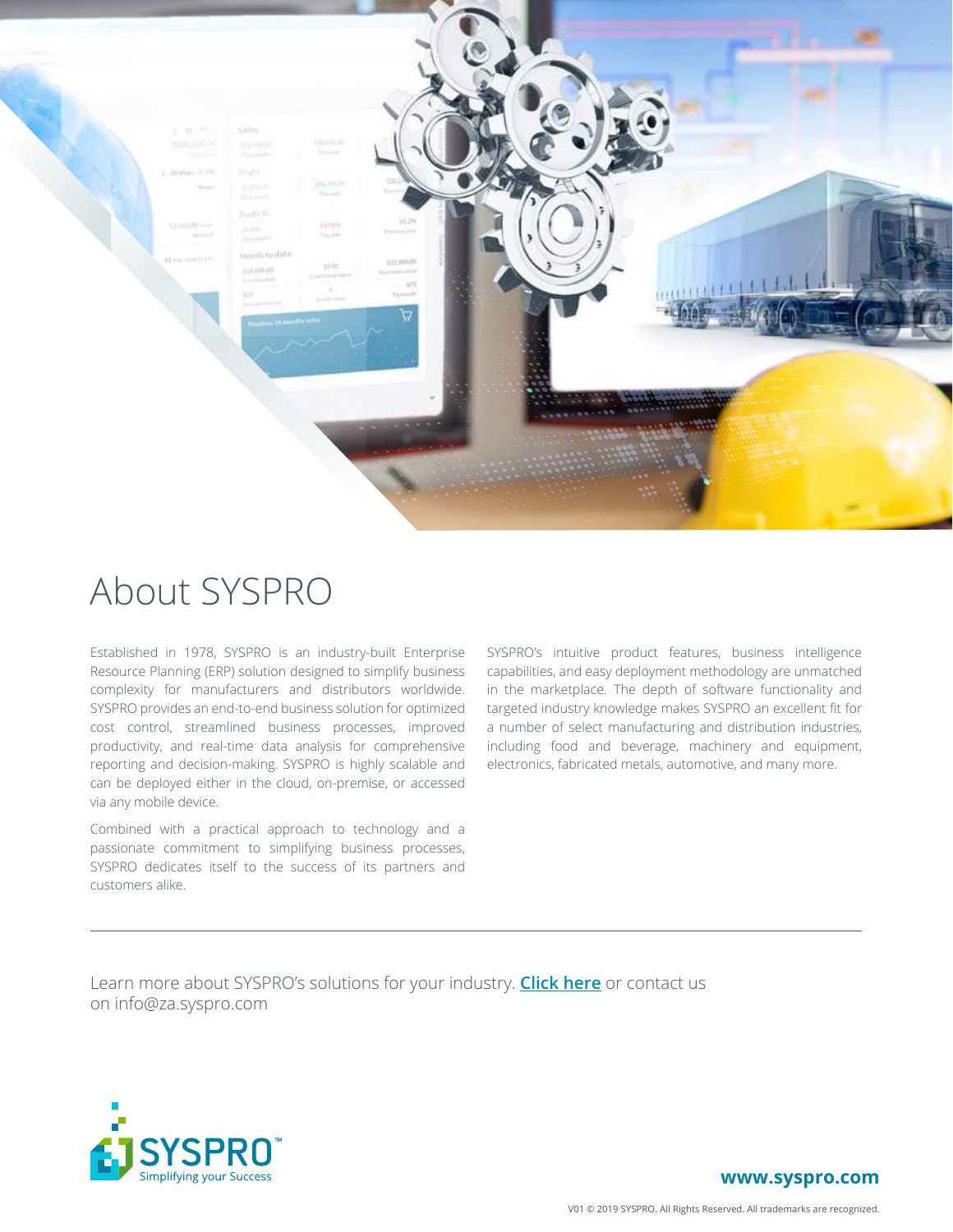# About SYSPRO

Established in 1978, SYSPRO is an industry-built Enterprise Resource Planning (ERP) solution designed to simplify business complexity for manufacturers and distributors worldwide. SYSPRO provides an end-to-end business solution for optimized cost control, streamlined business processes, improved productivity, and real-time data analysis for comprehensive reporting and decision-making. SYSPRO is highly scalable and can be deployed either in the cloud, on-premise, or accessed via any mobile device.

Combined with a practical approach to technology and a passionate commitment to simplifying business processes, SYSPRO dedicates itself to the success of its partners and customers alike.

SYSPRO's intuitive product features, business intelligence capabilities, and easy deployment methodology are unmatched in the marketplace. The depth of software functionality and targeted industry knowledge makes SYSPRO an excellent fit for a number of select manufacturing and distribution industries, including food and beverage, machinery and equipment, electronics, fabricated metals, automotive, and many more.

---

Learn more about SYSPRO's solutions for your industry. **Click here** or contact us on info@za.syspro.com

SYSPRO™ Simplifying your Success

**www.syspro.com**

V01 © 2019 SYSPRO. All Rights Reserved. All trademarks are recognized.